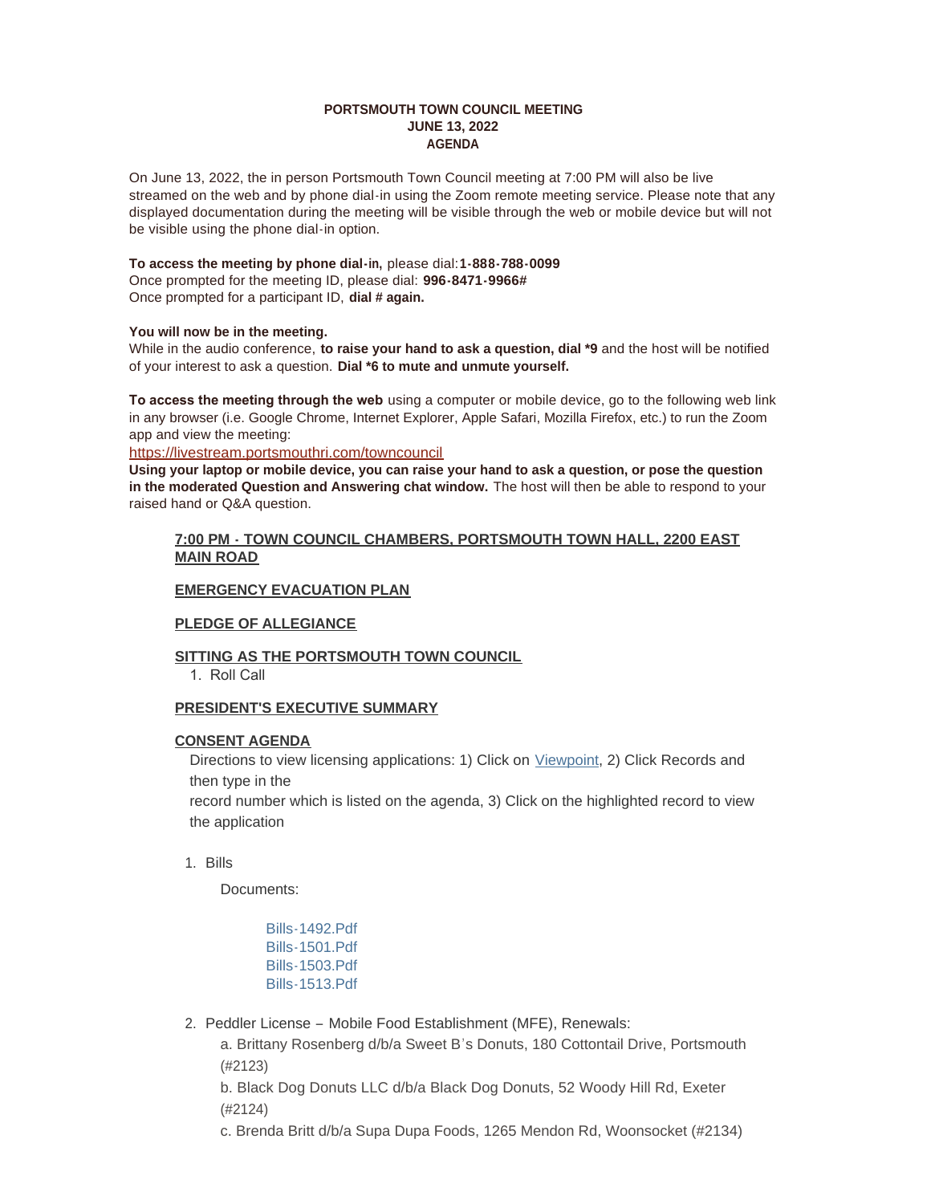**PORTSMOUTH TOWN COUNCIL MEETING**
**JUNE 13, 2022**
**AGENDA**

On June 13, 2022, the in person Portsmouth Town Council meeting at 7:00 PM will also be live streamed on the web and by phone dial-in using the Zoom remote meeting service. Please note that any displayed documentation during the meeting will be visible through the web or mobile device but will not be visible using the phone dial-in option.

**To access the meeting by phone dial-in,** please dial:**1-888-788-0099**
Once prompted for the meeting ID, please dial: **996-8471-9966#**
Once prompted for a participant ID, **dial # again.**

**You will now be in the meeting.**
While in the audio conference, **to raise your hand to ask a question, dial *9** and the host will be notified of your interest to ask a question. **Dial *6 to mute and unmute yourself.**

**To access the meeting through the web** using a computer or mobile device, go to the following web link in any browser (i.e. Google Chrome, Internet Explorer, Apple Safari, Mozilla Firefox, etc.) to run the Zoom app and view the meeting:
https://livestream.portsmouthri.com/towncouncil
**Using your laptop or mobile device, you can raise your hand to ask a question, or pose the question in the moderated Question and Answering chat window.** The host will then be able to respond to your raised hand or Q&A question.

**7:00 PM - TOWN COUNCIL CHAMBERS, PORTSMOUTH TOWN HALL, 2200 EAST MAIN ROAD**

**EMERGENCY EVACUATION PLAN**

**PLEDGE OF ALLEGIANCE**

**SITTING AS THE PORTSMOUTH TOWN COUNCIL**

1. Roll Call

**PRESIDENT'S EXECUTIVE SUMMARY**

**CONSENT AGENDA**

Directions to view licensing applications: 1) Click on Viewpoint, 2) Click Records and then type in the record number which is listed on the agenda, 3) Click on the highlighted record to view the application

1. Bills

   Documents:

   Bills-1492.Pdf
   Bills-1501.Pdf
   Bills-1503.Pdf
   Bills-1513.Pdf

2. Peddler License – Mobile Food Establishment (MFE), Renewals:

   a. Brittany Rosenberg d/b/a Sweet B's Donuts, 180 Cottontail Drive, Portsmouth (#2123)

   b. Black Dog Donuts LLC d/b/a Black Dog Donuts, 52 Woody Hill Rd, Exeter (#2124)

   c. Brenda Britt d/b/a Supa Dupa Foods, 1265 Mendon Rd, Woonsocket (#2134)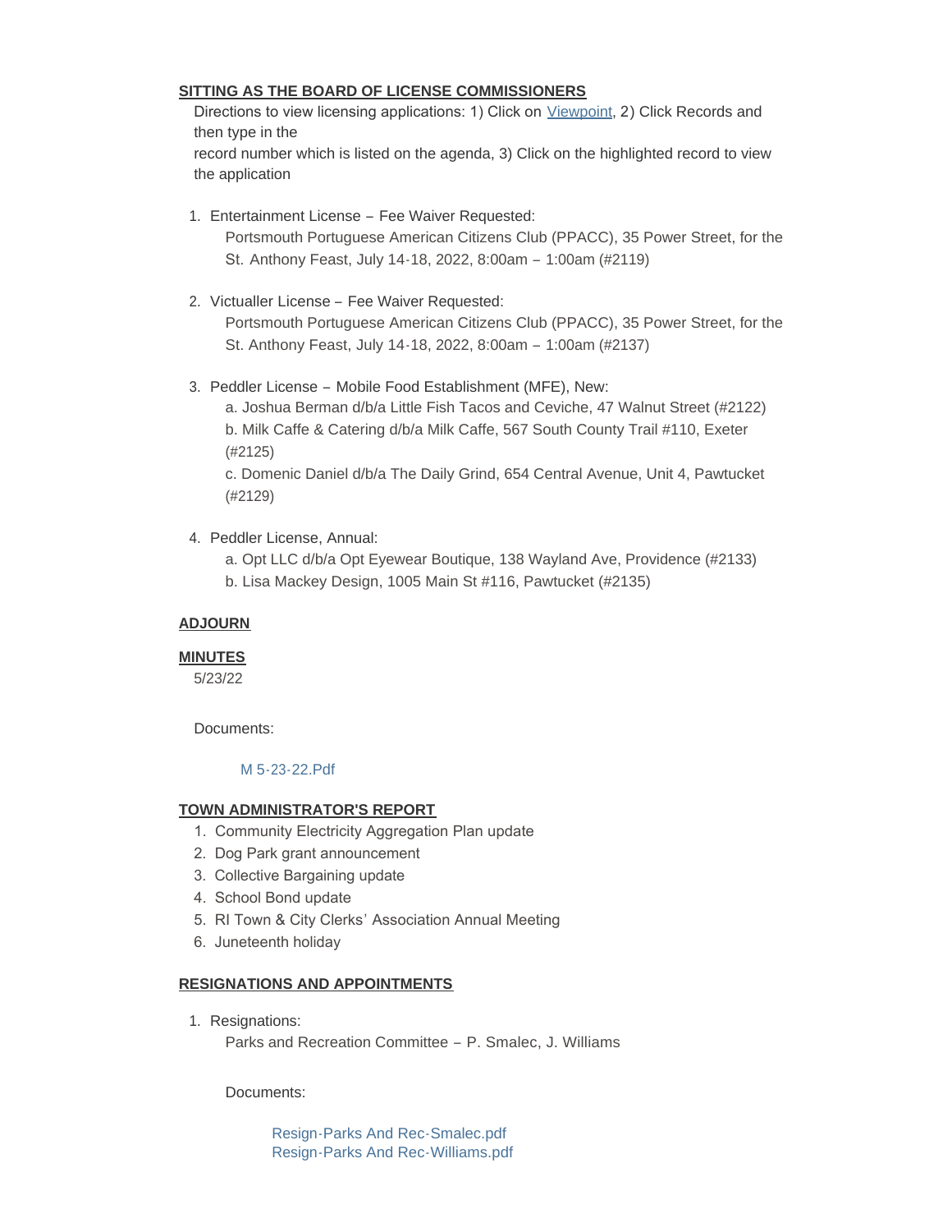## SITTING AS THE BOARD OF LICENSE COMMISSIONERS

Directions to view licensing applications: 1) Click on Viewpoint, 2) Click Records and then type in the
record number which is listed on the agenda, 3) Click on the highlighted record to view the application

1. Entertainment License – Fee Waiver Requested:
   Portsmouth Portuguese American Citizens Club (PPACC), 35 Power Street, for the St. Anthony Feast, July 14-18, 2022, 8:00am – 1:00am (#2119)

2. Victualler License – Fee Waiver Requested:
   Portsmouth Portuguese American Citizens Club (PPACC), 35 Power Street, for the St. Anthony Feast, July 14-18, 2022, 8:00am – 1:00am (#2137)

3. Peddler License – Mobile Food Establishment (MFE), New:
   a. Joshua Berman d/b/a Little Fish Tacos and Ceviche, 47 Walnut Street (#2122)
   b. Milk Caffe & Catering d/b/a Milk Caffe, 567 South County Trail #110, Exeter (#2125)
   c. Domenic Daniel d/b/a The Daily Grind, 654 Central Avenue, Unit 4, Pawtucket (#2129)

4. Peddler License, Annual:
   a. Opt LLC d/b/a Opt Eyewear Boutique, 138 Wayland Ave, Providence (#2133)
   b. Lisa Mackey Design, 1005 Main St #116, Pawtucket (#2135)

## ADJOURN

## MINUTES

5/23/22

Documents:

M 5-23-22.Pdf

## TOWN ADMINISTRATOR'S REPORT

1. Community Electricity Aggregation Plan update
2. Dog Park grant announcement
3. Collective Bargaining update
4. School Bond update
5. RI Town & City Clerks' Association Annual Meeting
6. Juneteenth holiday

## RESIGNATIONS AND APPOINTMENTS

1. Resignations:
   Parks and Recreation Committee – P. Smalec, J. Williams

   Documents:

   Resign-Parks And Rec-Smalec.pdf
   Resign-Parks And Rec-Williams.pdf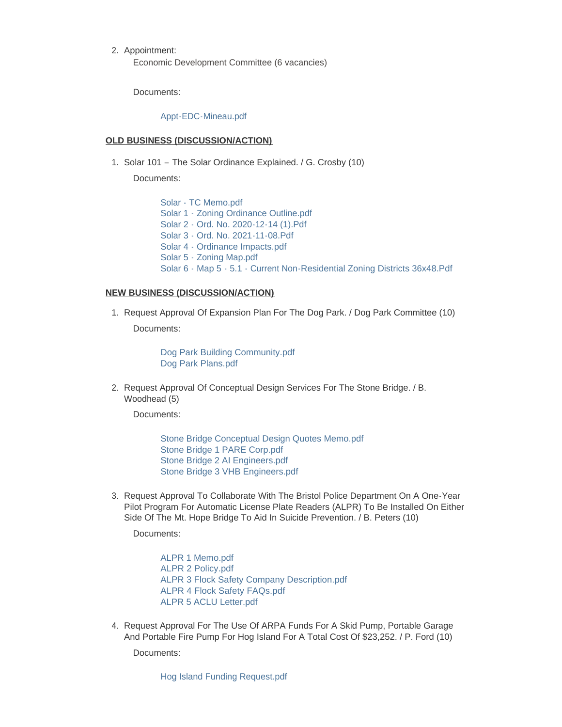2. Appointment:
   Economic Development Committee (6 vacancies)

   Documents:

   Appt-EDC-Mineau.pdf

**OLD BUSINESS (DISCUSSION/ACTION)**

1. Solar 101 – The Solar Ordinance Explained. / G. Crosby (10)

   Documents:

   Solar - TC Memo.pdf
   Solar 1 - Zoning Ordinance Outline.pdf
   Solar 2 - Ord. No. 2020-12-14 (1).Pdf
   Solar 3 - Ord. No. 2021-11-08.Pdf
   Solar 4 - Ordinance Impacts.pdf
   Solar 5 - Zoning Map.pdf
   Solar 6 - Map 5 - 5.1 - Current Non-Residential Zoning Districts 36x48.Pdf

**NEW BUSINESS (DISCUSSION/ACTION)**

1. Request Approval Of Expansion Plan For The Dog Park. / Dog Park Committee (10)

   Documents:

   Dog Park Building Community.pdf
   Dog Park Plans.pdf

2. Request Approval Of Conceptual Design Services For The Stone Bridge. / B. Woodhead (5)

   Documents:

   Stone Bridge Conceptual Design Quotes Memo.pdf
   Stone Bridge 1 PARE Corp.pdf
   Stone Bridge 2 AI Engineers.pdf
   Stone Bridge 3 VHB Engineers.pdf

3. Request Approval To Collaborate With The Bristol Police Department On A One-Year Pilot Program For Automatic License Plate Readers (ALPR) To Be Installed On Either Side Of The Mt. Hope Bridge To Aid In Suicide Prevention. / B. Peters (10)

   Documents:

   ALPR 1 Memo.pdf
   ALPR 2 Policy.pdf
   ALPR 3 Flock Safety Company Description.pdf
   ALPR 4 Flock Safety FAQs.pdf
   ALPR 5 ACLU Letter.pdf

4. Request Approval For The Use Of ARPA Funds For A Skid Pump, Portable Garage And Portable Fire Pump For Hog Island For A Total Cost Of $23,252. / P. Ford (10)

   Documents:

   Hog Island Funding Request.pdf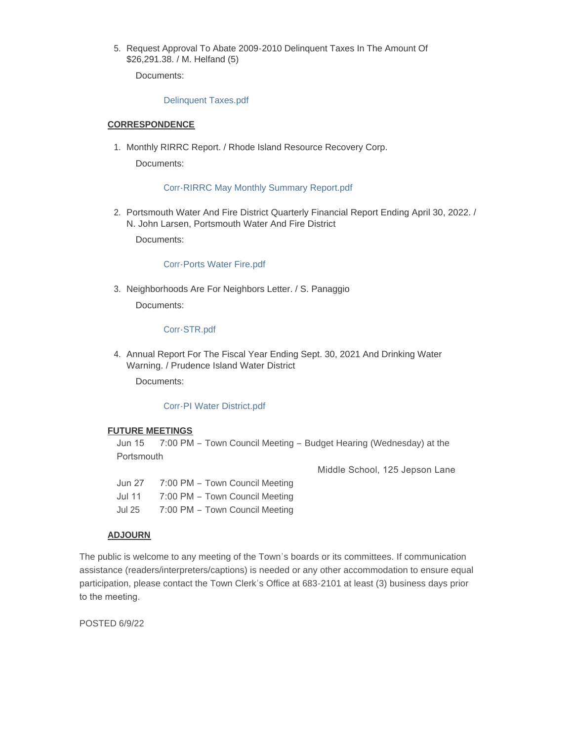5. Request Approval To Abate 2009-2010 Delinquent Taxes In The Amount Of $26,291.38. / M. Helfand (5)

   Documents:

   Delinquent Taxes.pdf

**CORRESPONDENCE**

1. Monthly RIRRC Report. / Rhode Island Resource Recovery Corp.

   Documents:

   Corr-RIRRC May Monthly Summary Report.pdf

2. Portsmouth Water And Fire District Quarterly Financial Report Ending April 30, 2022. / N. John Larsen, Portsmouth Water And Fire District

   Documents:

   Corr-Ports Water Fire.pdf

3. Neighborhoods Are For Neighbors Letter. / S. Panaggio

   Documents:

   Corr-STR.pdf

4. Annual Report For The Fiscal Year Ending Sept. 30, 2021 And Drinking Water Warning. / Prudence Island Water District

   Documents:

   Corr-PI Water District.pdf

**FUTURE MEETINGS**

Jun 15 7:00 PM – Town Council Meeting – Budget Hearing (Wednesday) at the Portsmouth Middle School, 125 Jepson Lane

Jun 27 7:00 PM – Town Council Meeting

Jul 11 7:00 PM – Town Council Meeting

Jul 25 7:00 PM – Town Council Meeting

**ADJOURN**

The public is welcome to any meeting of the Town's boards or its committees. If communication assistance (readers/interpreters/captions) is needed or any other accommodation to ensure equal participation, please contact the Town Clerk's Office at 683-2101 at least (3) business days prior to the meeting.

POSTED 6/9/22